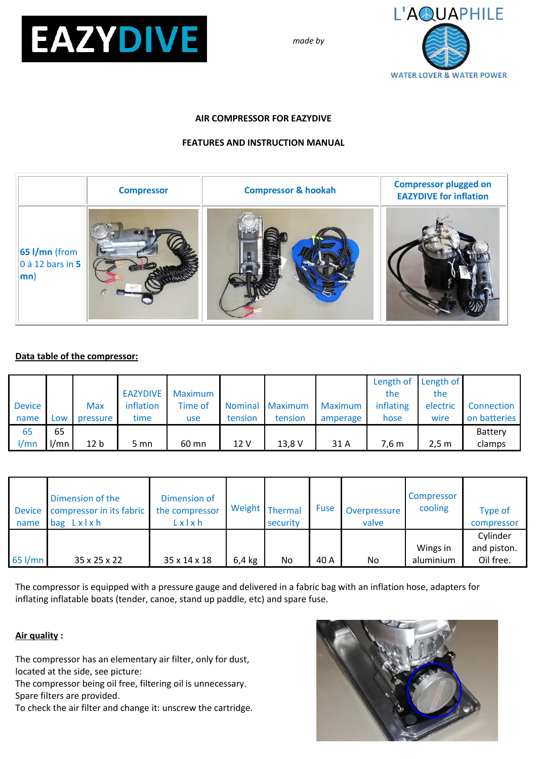EAZYDIVE

*made by*

L'AQUAPHILE

WATER LOVER & WATER POWER

**AIR COMPRESSOR FOR EAZYDIVE**

**FEATURES AND INSTRUCTION MANUAL**

| | Compressor | Compressor & hookah | Compressor plugged on EAZYDIVE for inflation |
|---|---|---|---|
| **65 l/mn** (from 0 à 12 bars in **5 mn**) | | | |

**Data table of the compressor:**

| Device name | Low | Max pressure | EAZYDIVE inflation time | Maximum Time of use | Nominal tension | Maximum tension | Maximum amperage | Length of the inflating hose | Length of the electric wire | Connection on batteries |
|---|---|---|---|---|---|---|---|---|---|---|
| 65 l/mn | 65 l/mn | 12 b | 5 mn | 60 mn | 12 V | 13,8 V | 31 A | 7,6 m | 2,5 m | Battery clamps |

| Device name | Dimension of the compressor in its fabric bag L x l x h | Dimension of the compressor L x l x h | Weight | Thermal security | Fuse | Overpressure valve | Compressor cooling | Type of compressor |
|---|---|---|---|---|---|---|---|---|
| 65 l/mn | 35 x 25 x 22 | 35 x 14 x 18 | 6,4 kg | No | 40 A | No | Wings in aluminium | Cylinder and piston. Oil free. |

The compressor is equipped with a pressure gauge and delivered in a fabric bag with an inflation hose, adapters for inflating inflatable boats (tender, canoe, stand up paddle, etc) and spare fuse.

**Air quality** :

The compressor has an elementary air filter, only for dust, located at the side, see picture:
The compressor being oil free, filtering oil is unnecessary.
Spare filters are provided.
To check the air filter and change it: unscrew the cartridge.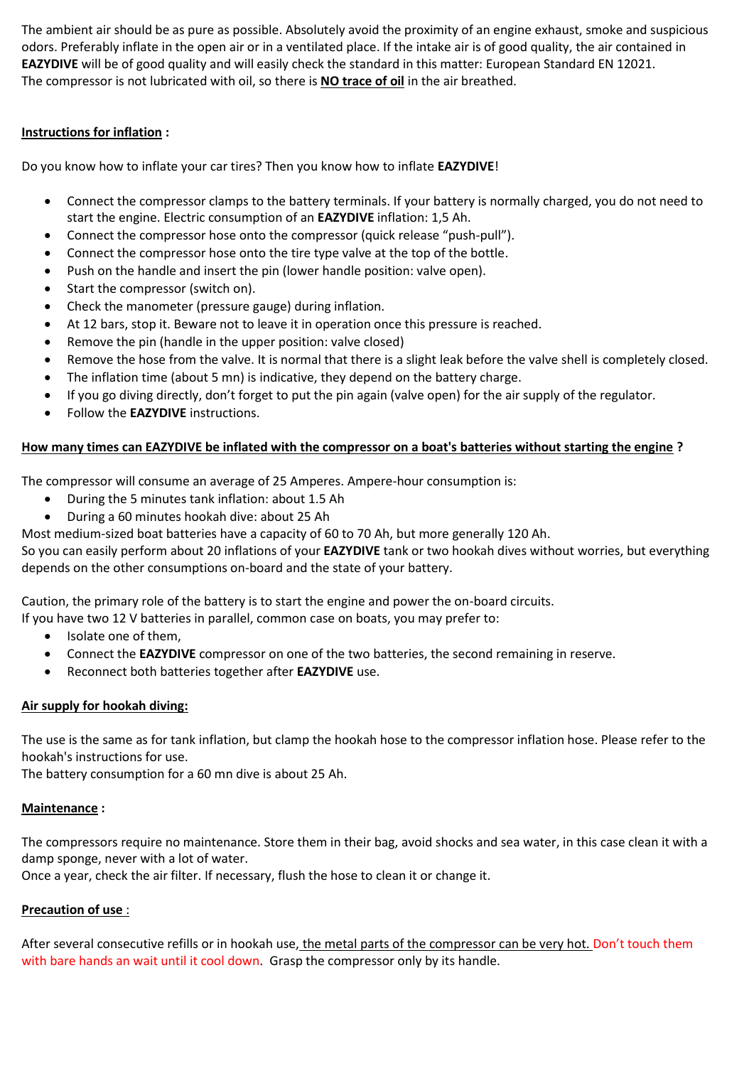The ambient air should be as pure as possible. Absolutely avoid the proximity of an engine exhaust, smoke and suspicious odors. Preferably inflate in the open air or in a ventilated place. If the intake air is of good quality, the air contained in **EAZYDIVE** will be of good quality and will easily check the standard in this matter: European Standard EN 12021.
The compressor is not lubricated with oil, so there is **NO trace of oil** in the air breathed.

**Instructions for inflation :**

Do you know how to inflate your car tires? Then you know how to inflate **EAZYDIVE**!

- Connect the compressor clamps to the battery terminals. If your battery is normally charged, you do not need to start the engine. Electric consumption of an **EAZYDIVE** inflation: 1,5 Ah.
- Connect the compressor hose onto the compressor (quick release "push-pull").
- Connect the compressor hose onto the tire type valve at the top of the bottle.
- Push on the handle and insert the pin (lower handle position: valve open).
- Start the compressor (switch on).
- Check the manometer (pressure gauge) during inflation.
- At 12 bars, stop it. Beware not to leave it in operation once this pressure is reached.
- Remove the pin (handle in the upper position: valve closed)
- Remove the hose from the valve. It is normal that there is a slight leak before the valve shell is completely closed.
- The inflation time (about 5 mn) is indicative, they depend on the battery charge.
- If you go diving directly, don't forget to put the pin again (valve open) for the air supply of the regulator.
- Follow the **EAZYDIVE** instructions.

**How many times can EAZYDIVE be inflated with the compressor on a boat's batteries without starting the engine ?**

The compressor will consume an average of 25 Amperes. Ampere-hour consumption is:

- During the 5 minutes tank inflation: about 1.5 Ah
- During a 60 minutes hookah dive: about 25 Ah

Most medium-sized boat batteries have a capacity of 60 to 70 Ah, but more generally 120 Ah.
So you can easily perform about 20 inflations of your **EAZYDIVE** tank or two hookah dives without worries, but everything depends on the other consumptions on-board and the state of your battery.

Caution, the primary role of the battery is to start the engine and power the on-board circuits.
If you have two 12 V batteries in parallel, common case on boats, you may prefer to:

- Isolate one of them,
- Connect the **EAZYDIVE** compressor on one of the two batteries, the second remaining in reserve.
- Reconnect both batteries together after **EAZYDIVE** use.

**Air supply for hookah diving:**

The use is the same as for tank inflation, but clamp the hookah hose to the compressor inflation hose. Please refer to the hookah's instructions for use.
The battery consumption for a 60 mn dive is about 25 Ah.

**Maintenance :**

The compressors require no maintenance. Store them in their bag, avoid shocks and sea water, in this case clean it with a damp sponge, never with a lot of water.
Once a year, check the air filter. If necessary, flush the hose to clean it or change it.

**Precaution of use** :

After several consecutive refills or in hookah use, the metal parts of the compressor can be very hot. Don't touch them with bare hands an wait until it cool down. Grasp the compressor only by its handle.